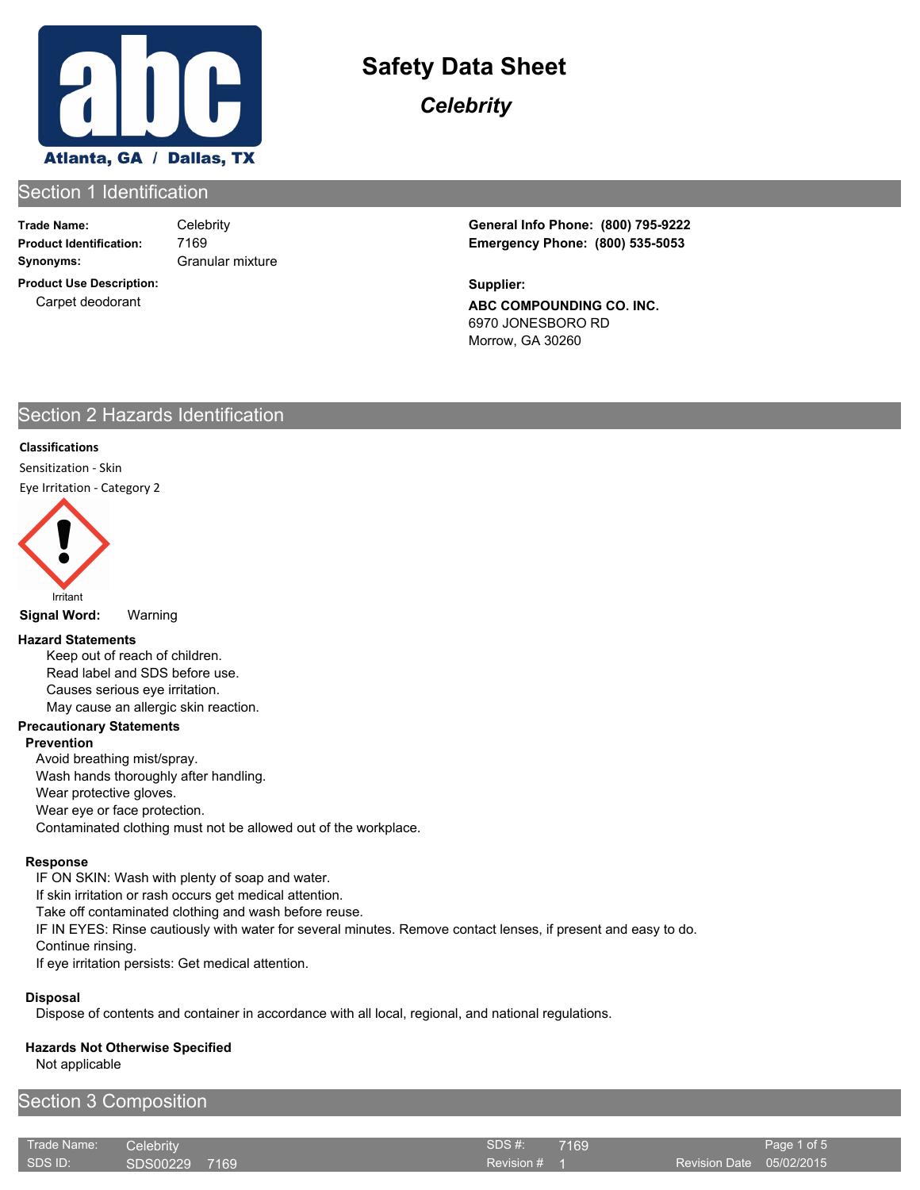# Safety Data Sheet

## *Celebrity*

## Section 1 Identification

**Trade Name:** Celebrity
**Product Identification:** 7169
**Synonyms:** Granular mixture

**Product Use Description:**
Carpet deodorant

**General Info Phone: (800) 795-9222**
**Emergency Phone: (800) 535-5053**

**Supplier:**
**ABC COMPOUNDING CO. INC.**
6970 JONESBORO RD
Morrow, GA 30260

## Section 2 Hazards Identification

**Classifications**

Sensitization - Skin

Eye Irritation - Category 2

Irritant

**Signal Word:** Warning

**Hazard Statements**

Keep out of reach of children.
Read label and SDS before use.
Causes serious eye irritation.
May cause an allergic skin reaction.

**Precautionary Statements**

**Prevention**

Avoid breathing mist/spray.
Wash hands thoroughly after handling.
Wear protective gloves.
Wear eye or face protection.
Contaminated clothing must not be allowed out of the workplace.

**Response**

IF ON SKIN: Wash with plenty of soap and water.
If skin irritation or rash occurs get medical attention.
Take off contaminated clothing and wash before reuse.
IF IN EYES: Rinse cautiously with water for several minutes. Remove contact lenses, if present and easy to do.
Continue rinsing.
If eye irritation persists: Get medical attention.

**Disposal**

Dispose of contents and container in accordance with all local, regional, and national regulations.

**Hazards Not Otherwise Specified**

Not applicable

## Section 3 Composition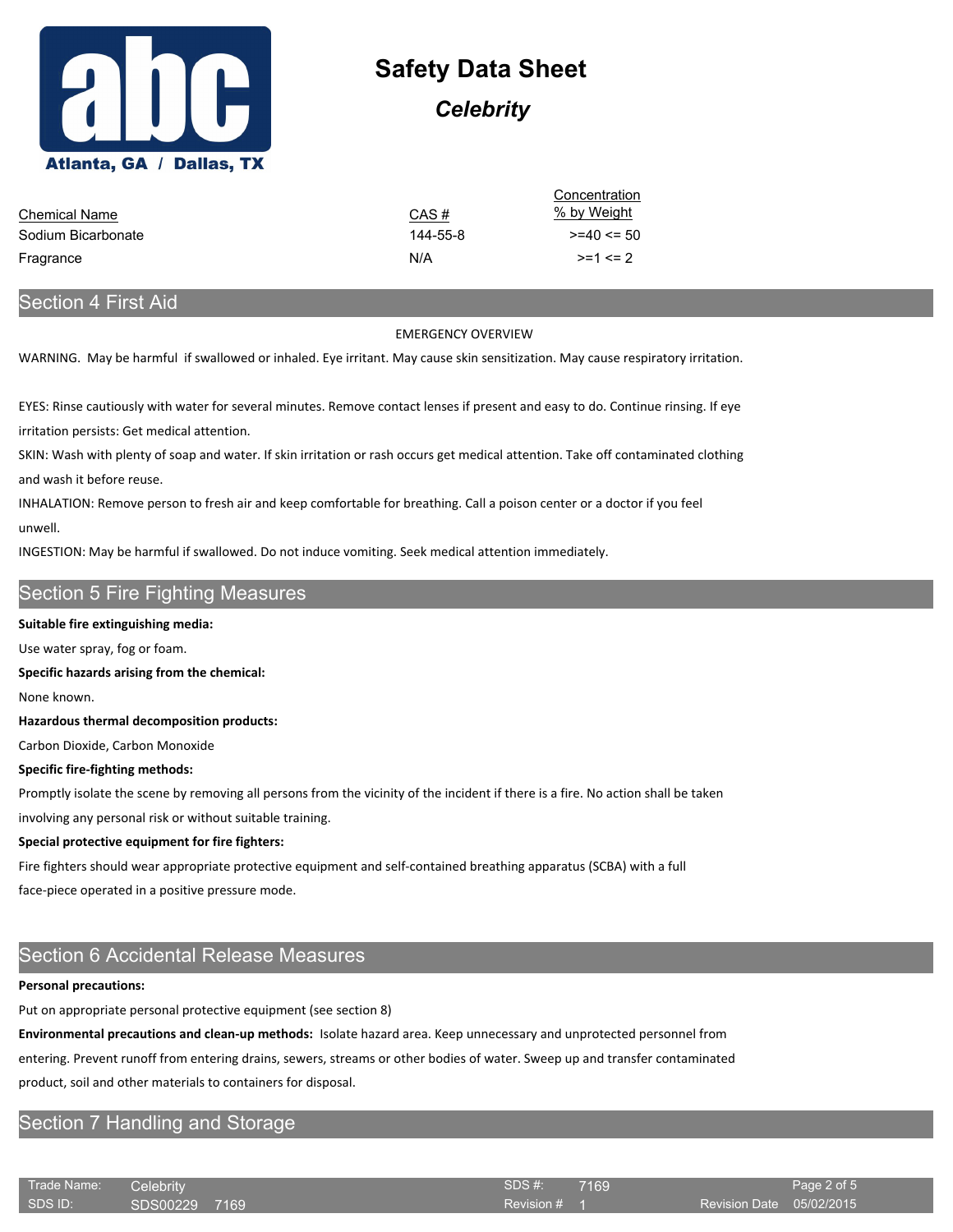# Safety Data Sheet

## *Celebrity*

| Chemical Name | CAS # | Concentration % by Weight |
|---|---|---|
| Sodium Bicarbonate | 144-55-8 | >=40 <= 50 |
| Fragrance | N/A | >=1 <= 2 |

## Section 4 First Aid

EMERGENCY OVERVIEW

WARNING. May be harmful if swallowed or inhaled. Eye irritant. May cause skin sensitization. May cause respiratory irritation.

EYES: Rinse cautiously with water for several minutes. Remove contact lenses if present and easy to do. Continue rinsing. If eye irritation persists: Get medical attention.

SKIN: Wash with plenty of soap and water. If skin irritation or rash occurs get medical attention. Take off contaminated clothing and wash it before reuse.

INHALATION: Remove person to fresh air and keep comfortable for breathing. Call a poison center or a doctor if you feel unwell.

INGESTION: May be harmful if swallowed. Do not induce vomiting. Seek medical attention immediately.

## Section 5 Fire Fighting Measures

**Suitable fire extinguishing media:**

Use water spray, fog or foam.

**Specific hazards arising from the chemical:**

None known.

**Hazardous thermal decomposition products:**

Carbon Dioxide, Carbon Monoxide

**Specific fire-fighting methods:**

Promptly isolate the scene by removing all persons from the vicinity of the incident if there is a fire. No action shall be taken involving any personal risk or without suitable training.

**Special protective equipment for fire fighters:**

Fire fighters should wear appropriate protective equipment and self-contained breathing apparatus (SCBA) with a full face-piece operated in a positive pressure mode.

## Section 6 Accidental Release Measures

**Personal precautions:**

Put on appropriate personal protective equipment (see section 8)

**Environmental precautions and clean-up methods:** Isolate hazard area. Keep unnecessary and unprotected personnel from entering. Prevent runoff from entering drains, sewers, streams or other bodies of water. Sweep up and transfer contaminated product, soil and other materials to containers for disposal.

## Section 7 Handling and Storage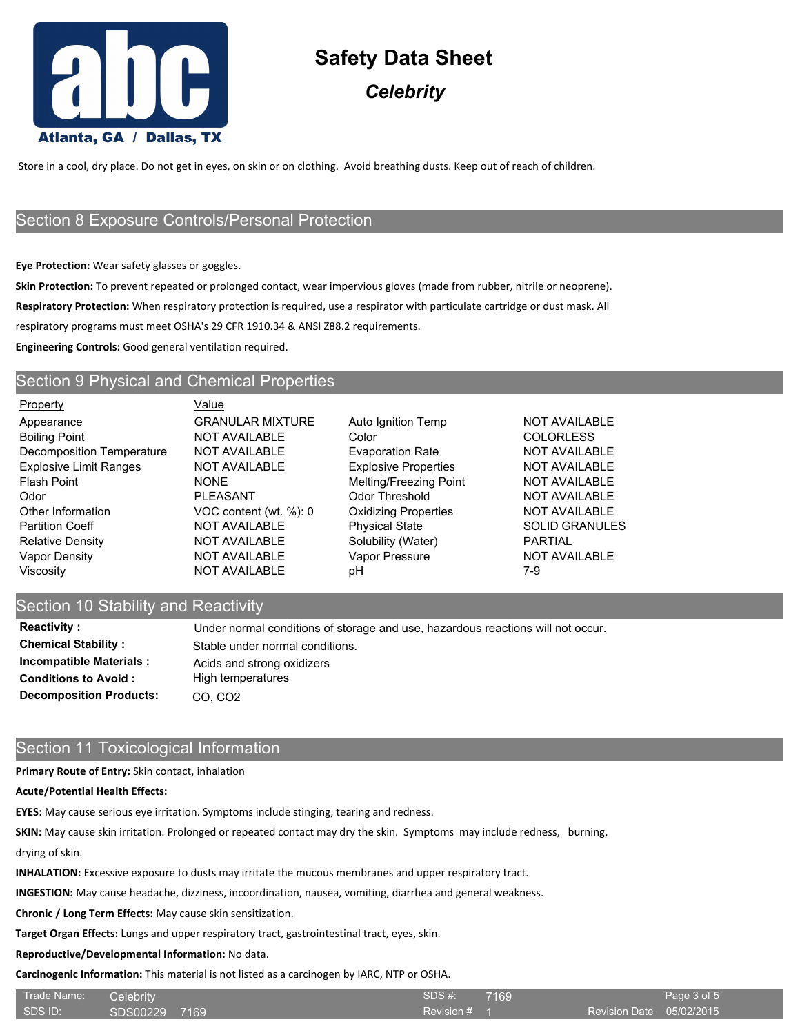# Safety Data Sheet

## *Celebrity*

Store in a cool, dry place. Do not get in eyes, on skin or on clothing. Avoid breathing dusts. Keep out of reach of children.

## Section 8 Exposure Controls/Personal Protection

**Eye Protection:** Wear safety glasses or goggles.

**Skin Protection:** To prevent repeated or prolonged contact, wear impervious gloves (made from rubber, nitrile or neoprene).

**Respiratory Protection:** When respiratory protection is required, use a respirator with particulate cartridge or dust mask. All respiratory programs must meet OSHA's 29 CFR 1910.34 & ANSI Z88.2 requirements.

**Engineering Controls:** Good general ventilation required.

## Section 9 Physical and Chemical Properties

| Property | Value | | |
|---|---|---|---|
| Appearance | GRANULAR MIXTURE | Auto Ignition Temp | NOT AVAILABLE |
| Boiling Point | NOT AVAILABLE | Color | COLORLESS |
| Decomposition Temperature | NOT AVAILABLE | Evaporation Rate | NOT AVAILABLE |
| Explosive Limit Ranges | NOT AVAILABLE | Explosive Properties | NOT AVAILABLE |
| Flash Point | NONE | Melting/Freezing Point | NOT AVAILABLE |
| Odor | PLEASANT | Odor Threshold | NOT AVAILABLE |
| Other Information | VOC content (wt. %): 0 | Oxidizing Properties | NOT AVAILABLE |
| Partition Coeff | NOT AVAILABLE | Physical State | SOLID GRANULES |
| Relative Density | NOT AVAILABLE | Solubility (Water) | PARTIAL |
| Vapor Density | NOT AVAILABLE | Vapor Pressure | NOT AVAILABLE |
| Viscosity | NOT AVAILABLE | pH | 7-9 |

## Section 10 Stability and Reactivity

**Reactivity :** Under normal conditions of storage and use, hazardous reactions will not occur.

**Chemical Stability :** Stable under normal conditions.

**Incompatible Materials :** Acids and strong oxidizers

**Conditions to Avoid :** High temperatures

**Decomposition Products:** CO, $CO_2$

## Section 11 Toxicological Information

**Primary Route of Entry:** Skin contact, inhalation

**Acute/Potential Health Effects:**

**EYES:** May cause serious eye irritation. Symptoms include stinging, tearing and redness.

**SKIN:** May cause skin irritation. Prolonged or repeated contact may dry the skin. Symptoms may include redness, burning, drying of skin.

**INHALATION:** Excessive exposure to dusts may irritate the mucous membranes and upper respiratory tract.

**INGESTION:** May cause headache, dizziness, incoordination, nausea, vomiting, diarrhea and general weakness.

**Chronic / Long Term Effects:** May cause skin sensitization.

**Target Organ Effects:** Lungs and upper respiratory tract, gastrointestinal tract, eyes, skin.

**Reproductive/Developmental Information:** No data.

**Carcinogenic Information:** This material is not listed as a carcinogen by IARC, NTP or OSHA.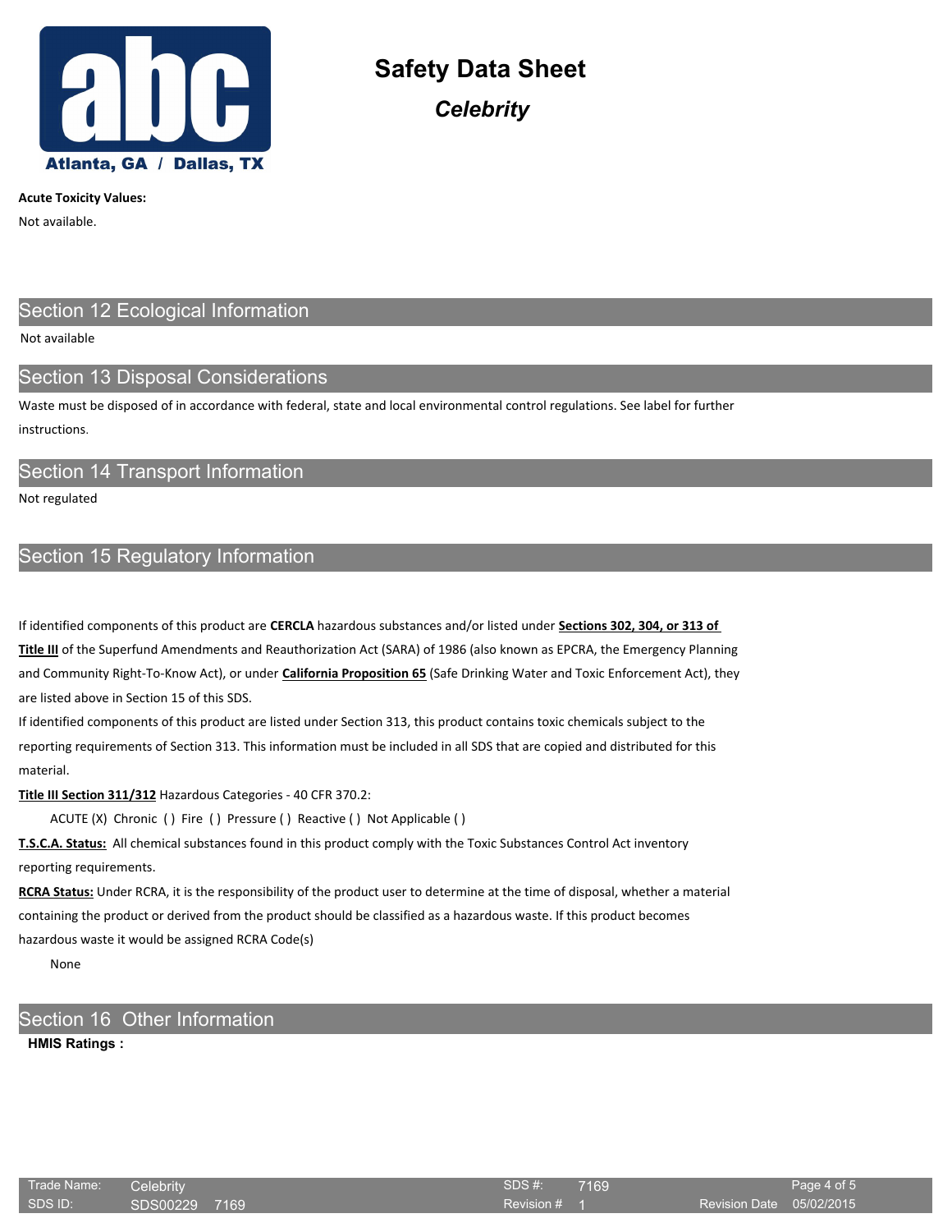**Acute Toxicity Values:**

Not available.

## Section 12 Ecological Information

Not available

## Section 13 Disposal Considerations

Waste must be disposed of in accordance with federal, state and local environmental control regulations. See label for further instructions.

## Section 14 Transport Information

Not regulated

## Section 15 Regulatory Information

If identified components of this product are **CERCLA** hazardous substances and/or listed under **Sections 302, 304, or 313 of Title III** of the Superfund Amendments and Reauthorization Act (SARA) of 1986 (also known as EPCRA, the Emergency Planning and Community Right-To-Know Act), or under **California Proposition 65** (Safe Drinking Water and Toxic Enforcement Act), they are listed above in Section 15 of this SDS.

If identified components of this product are listed under Section 313, this product contains toxic chemicals subject to the reporting requirements of Section 313. This information must be included in all SDS that are copied and distributed for this material.

**Title III Section 311/312** Hazardous Categories - 40 CFR 370.2:

ACUTE (X) Chronic ( ) Fire ( ) Pressure ( ) Reactive ( ) Not Applicable ( )

**T.S.C.A. Status:** All chemical substances found in this product comply with the Toxic Substances Control Act inventory reporting requirements.

**RCRA Status:** Under RCRA, it is the responsibility of the product user to determine at the time of disposal, whether a material containing the product or derived from the product should be classified as a hazardous waste. If this product becomes hazardous waste it would be assigned RCRA Code(s)

None

## Section 16 Other Information

**HMIS Ratings :**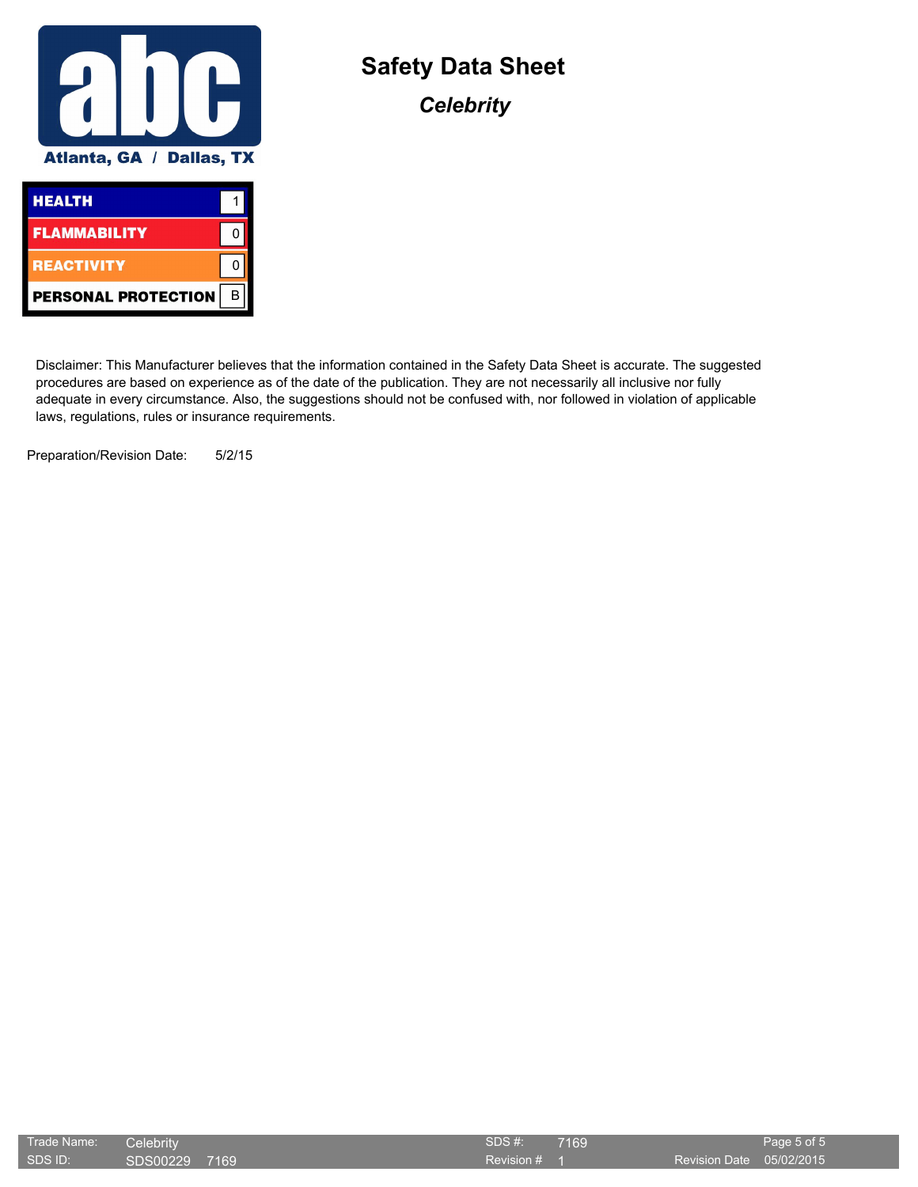abc

Atlanta, GA / Dallas, TX

# Safety Data Sheet

## *Celebrity*

| | |
|---|---|
| HEALTH | 1 |
| FLAMMABILITY | 0 |
| REACTIVITY | 0 |
| PERSONAL PROTECTION | B |

Disclaimer: This Manufacturer believes that the information contained in the Safety Data Sheet is accurate. The suggested procedures are based on experience as of the date of the publication. They are not necessarily all inclusive nor fully adequate in every circumstance. Also, the suggestions should not be confused with, nor followed in violation of applicable laws, regulations, rules or insurance requirements.

Preparation/Revision Date: 5/2/15